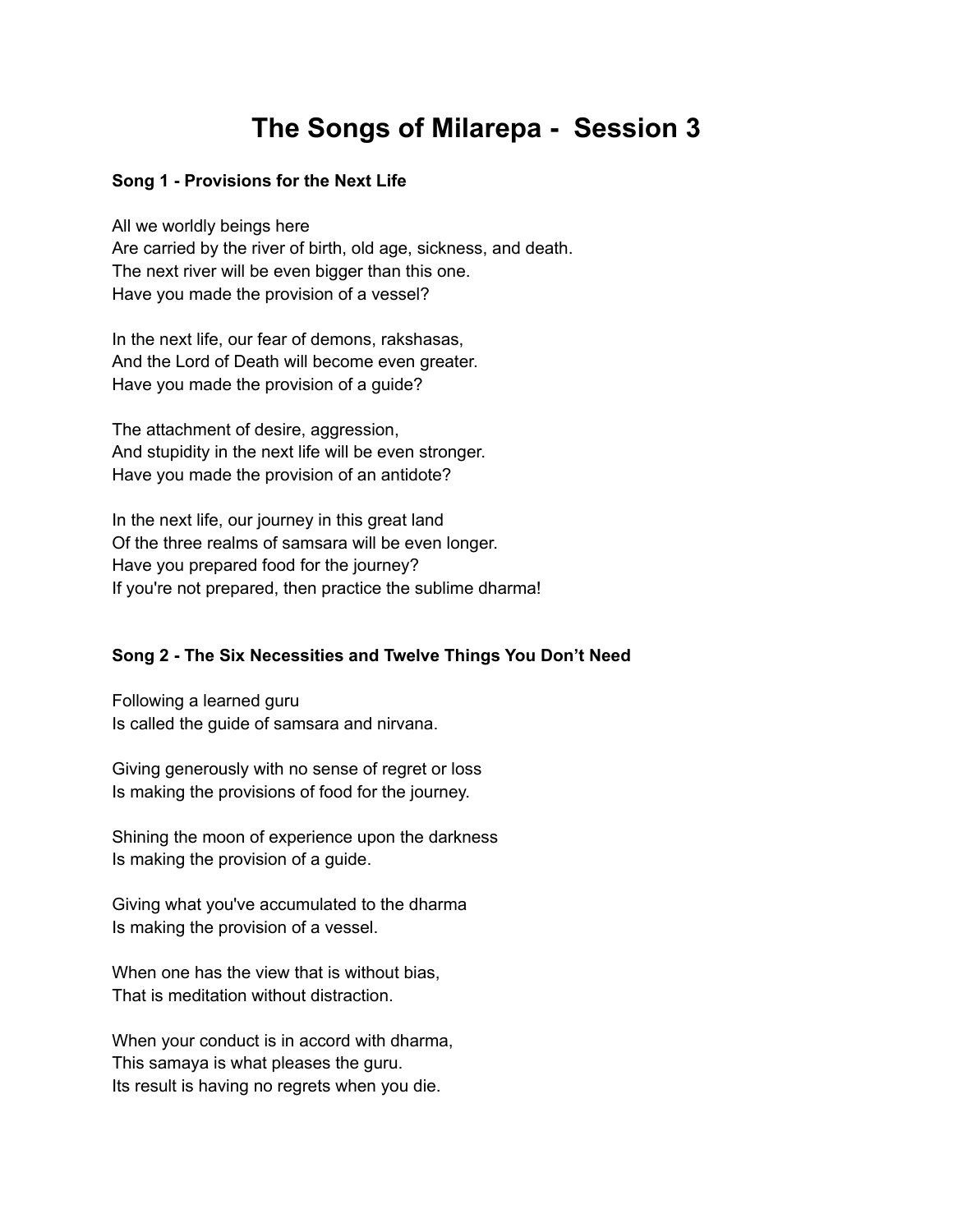# The Songs of Milarepa - Session 3

### Song 1 - Provisions for the Next Life

All we worldly beings here
Are carried by the river of birth, old age, sickness, and death.
The next river will be even bigger than this one.
Have you made the provision of a vessel?

In the next life, our fear of demons, rakshasas,
And the Lord of Death will become even greater.
Have you made the provision of a guide?

The attachment of desire, aggression,
And stupidity in the next life will be even stronger.
Have you made the provision of an antidote?

In the next life, our journey in this great land
Of the three realms of samsara will be even longer.
Have you prepared food for the journey?
If you're not prepared, then practice the sublime dharma!

### Song 2 - The Six Necessities and Twelve Things You Don't Need

Following a learned guru
Is called the guide of samsara and nirvana.

Giving generously with no sense of regret or loss
Is making the provisions of food for the journey.

Shining the moon of experience upon the darkness
Is making the provision of a guide.

Giving what you've accumulated to the dharma
Is making the provision of a vessel.

When one has the view that is without bias,
That is meditation without distraction.

When your conduct is in accord with dharma,
This samaya is what pleases the guru.
Its result is having no regrets when you die.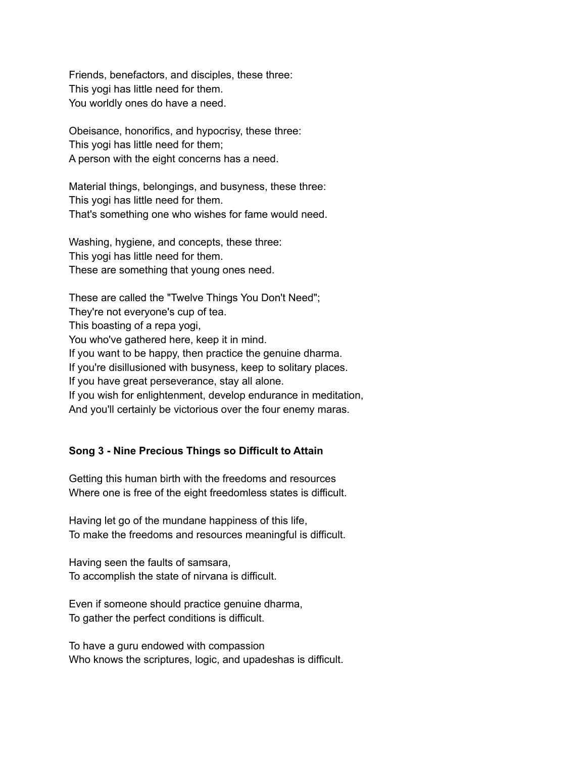Friends, benefactors, and disciples, these three:
This yogi has little need for them.
You worldly ones do have a need.

Obeisance, honorifics, and hypocrisy, these three:
This yogi has little need for them;
A person with the eight concerns has a need.

Material things, belongings, and busyness, these three:
This yogi has little need for them.
That's something one who wishes for fame would need.

Washing, hygiene, and concepts, these three:
This yogi has little need for them.
These are something that young ones need.

These are called the "Twelve Things You Don't Need";
They're not everyone's cup of tea.
This boasting of a repa yogi,
You who've gathered here, keep it in mind.
If you want to be happy, then practice the genuine dharma.
If you're disillusioned with busyness, keep to solitary places.
If you have great perseverance, stay all alone.
If you wish for enlightenment, develop endurance in meditation,
And you'll certainly be victorious over the four enemy maras.

**Song 3 - Nine Precious Things so Difficult to Attain**

Getting this human birth with the freedoms and resources
Where one is free of the eight freedomless states is difficult.

Having let go of the mundane happiness of this life,
To make the freedoms and resources meaningful is difficult.

Having seen the faults of samsara,
To accomplish the state of nirvana is difficult.

Even if someone should practice genuine dharma,
To gather the perfect conditions is difficult.

To have a guru endowed with compassion
Who knows the scriptures, logic, and upadeshas is difficult.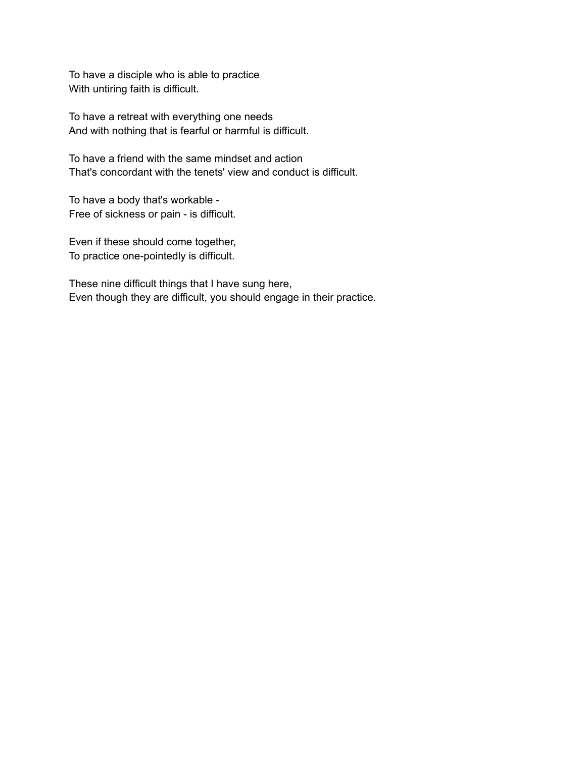To have a disciple who is able to practice
With untiring faith is difficult.

To have a retreat with everything one needs
And with nothing that is fearful or harmful is difficult.

To have a friend with the same mindset and action
That's concordant with the tenets' view and conduct is difficult.

To have a body that's workable -
Free of sickness or pain - is difficult.

Even if these should come together,
To practice one-pointedly is difficult.

These nine difficult things that I have sung here,
Even though they are difficult, you should engage in their practice.